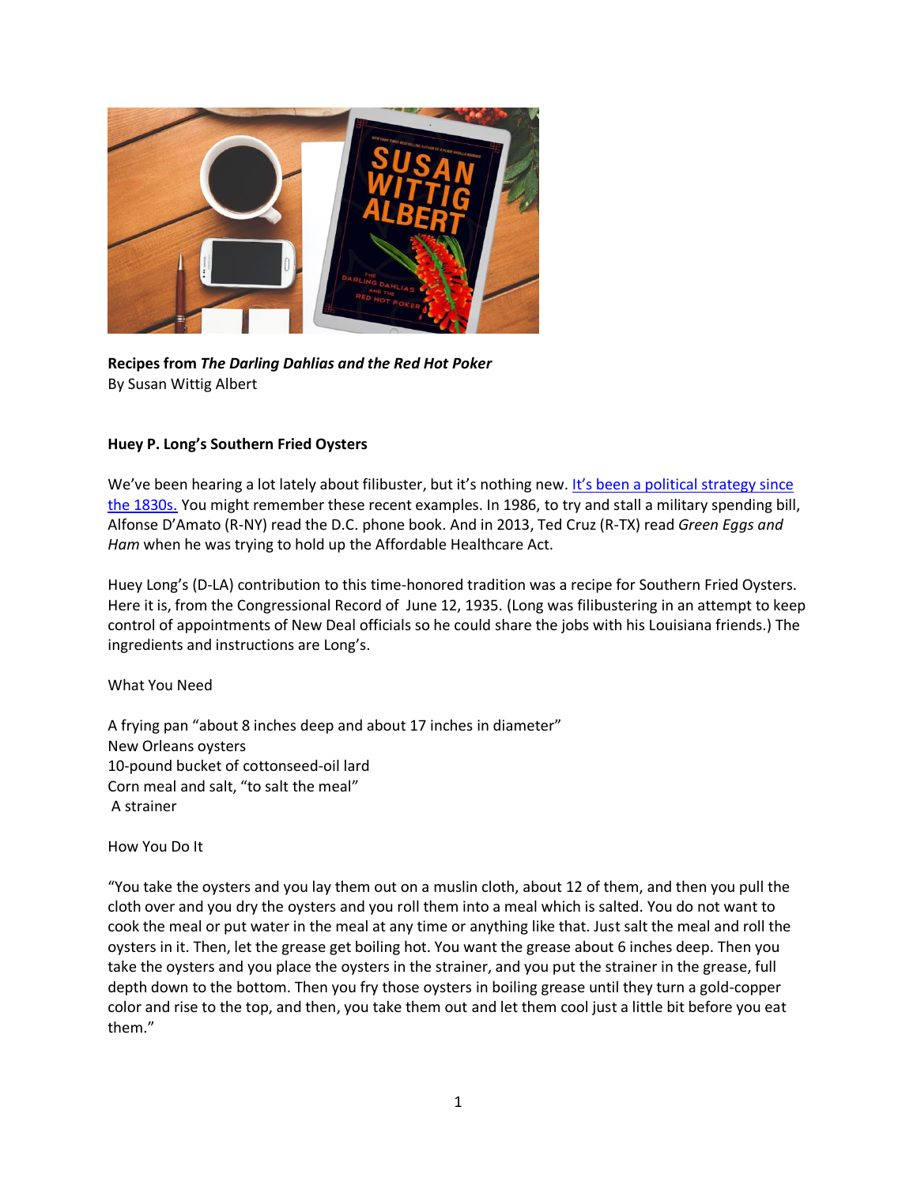**Recipes from *The Darling Dahlias and the Red Hot Poker***
By Susan Wittig Albert

**Huey P. Long's Southern Fried Oysters**

We've been hearing a lot lately about filibuster, but it's nothing new. It's been a political strategy since the 1830s. You might remember these recent examples. In 1986, to try and stall a military spending bill, Alfonse D'Amato (R-NY) read the D.C. phone book. And in 2013, Ted Cruz (R-TX) read *Green Eggs and Ham* when he was trying to hold up the Affordable Healthcare Act.

Huey Long's (D-LA) contribution to this time-honored tradition was a recipe for Southern Fried Oysters. Here it is, from the Congressional Record of June 12, 1935. (Long was filibustering in an attempt to keep control of appointments of New Deal officials so he could share the jobs with his Louisiana friends.) The ingredients and instructions are Long's.

What You Need

A frying pan "about 8 inches deep and about 17 inches in diameter"
New Orleans oysters
10-pound bucket of cottonseed-oil lard
Corn meal and salt, "to salt the meal"
A strainer

How You Do It

"You take the oysters and you lay them out on a muslin cloth, about 12 of them, and then you pull the cloth over and you dry the oysters and you roll them into a meal which is salted. You do not want to cook the meal or put water in the meal at any time or anything like that. Just salt the meal and roll the oysters in it. Then, let the grease get boiling hot. You want the grease about 6 inches deep. Then you take the oysters and you place the oysters in the strainer, and you put the strainer in the grease, full depth down to the bottom. Then you fry those oysters in boiling grease until they turn a gold-copper color and rise to the top, and then, you take them out and let them cool just a little bit before you eat them."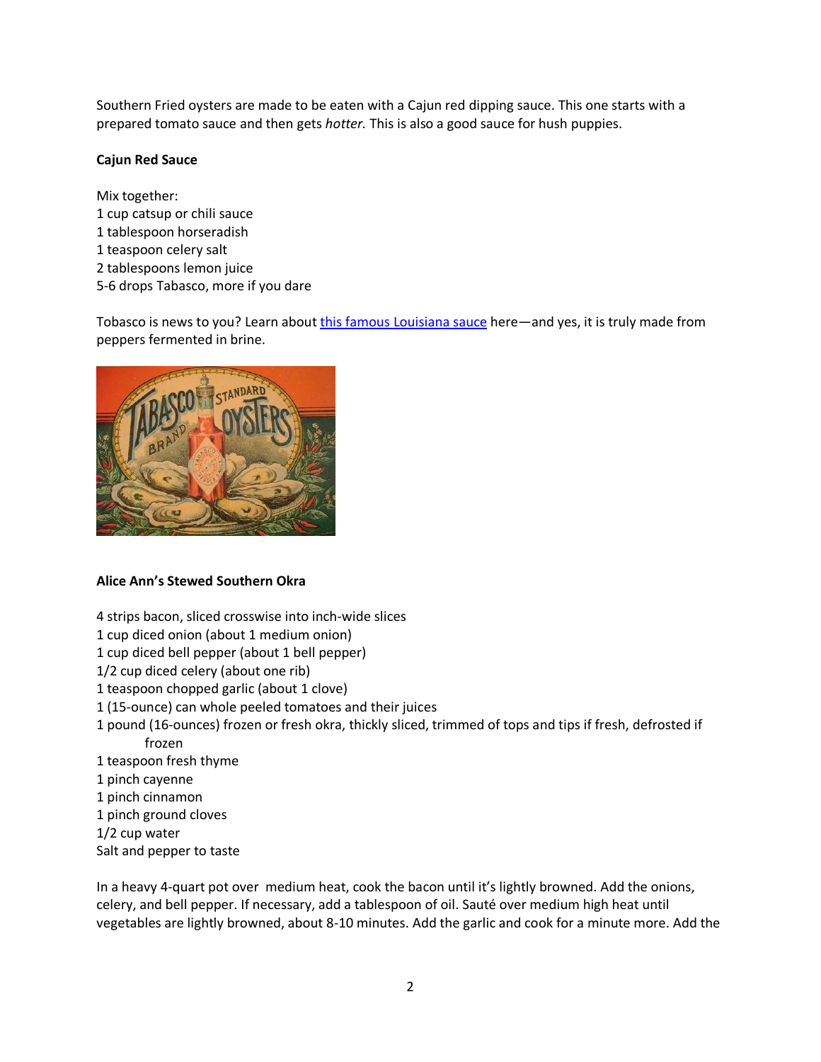Southern Fried oysters are made to be eaten with a Cajun red dipping sauce. This one starts with a prepared tomato sauce and then gets *hotter.* This is also a good sauce for hush puppies.

**Cajun Red Sauce**

Mix together:
1 cup catsup or chili sauce
1 tablespoon horseradish
1 teaspoon celery salt
2 tablespoons lemon juice
5-6 drops Tabasco, more if you dare

Tobasco is news to you? Learn about [this famous Louisiana sauce]() here—and yes, it is truly made from peppers fermented in brine.

**Alice Ann's Stewed Southern Okra**

4 strips bacon, sliced crosswise into inch-wide slices
1 cup diced onion (about 1 medium onion)
1 cup diced bell pepper (about 1 bell pepper)
1/2 cup diced celery (about one rib)
1 teaspoon chopped garlic (about 1 clove)
1 (15-ounce) can whole peeled tomatoes and their juices
1 pound (16-ounces) frozen or fresh okra, thickly sliced, trimmed of tops and tips if fresh, defrosted if frozen
1 teaspoon fresh thyme
1 pinch cayenne
1 pinch cinnamon
1 pinch ground cloves
1/2 cup water
Salt and pepper to taste

In a heavy 4-quart pot over medium heat, cook the bacon until it's lightly browned. Add the onions, celery, and bell pepper. If necessary, add a tablespoon of oil. Sauté over medium high heat until vegetables are lightly browned, about 8-10 minutes. Add the garlic and cook for a minute more. Add the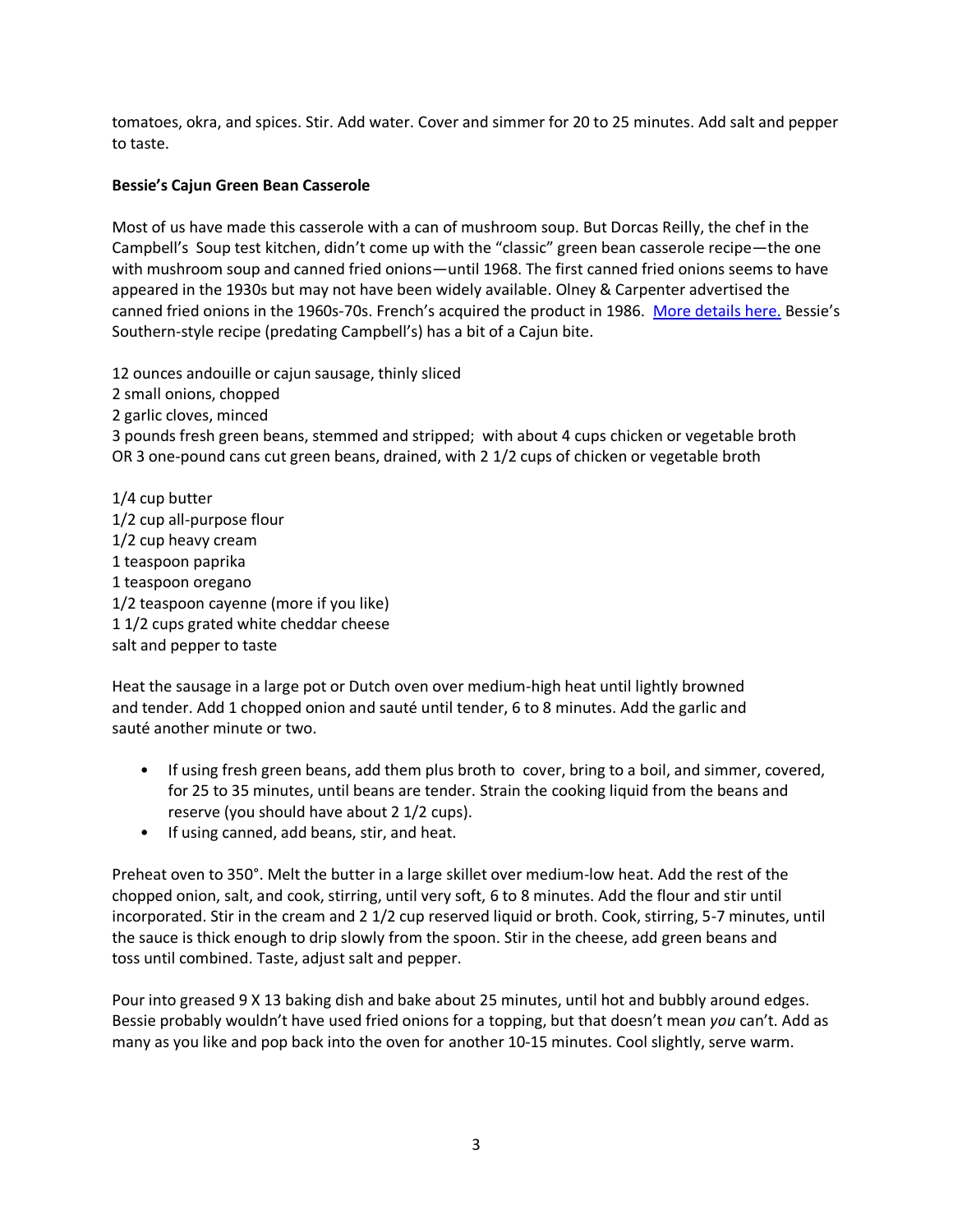tomatoes, okra, and spices. Stir. Add water. Cover and simmer for 20 to 25 minutes. Add salt and pepper to taste.

**Bessie's Cajun Green Bean Casserole**

Most of us have made this casserole with a can of mushroom soup. But Dorcas Reilly, the chef in the Campbell's Soup test kitchen, didn't come up with the "classic" green bean casserole recipe—the one with mushroom soup and canned fried onions—until 1968. The first canned fried onions seems to have appeared in the 1930s but may not have been widely available. Olney & Carpenter advertised the canned fried onions in the 1960s-70s. French's acquired the product in 1986. [More details here.] Bessie's Southern-style recipe (predating Campbell's) has a bit of a Cajun bite.

12 ounces andouille or cajun sausage, thinly sliced
2 small onions, chopped
2 garlic cloves, minced
3 pounds fresh green beans, stemmed and stripped; with about 4 cups chicken or vegetable broth
OR 3 one-pound cans cut green beans, drained, with 2 1/2 cups of chicken or vegetable broth

1/4 cup butter
1/2 cup all-purpose flour
1/2 cup heavy cream
1 teaspoon paprika
1 teaspoon oregano
1/2 teaspoon cayenne (more if you like)
1 1/2 cups grated white cheddar cheese
salt and pepper to taste

Heat the sausage in a large pot or Dutch oven over medium-high heat until lightly browned and tender. Add 1 chopped onion and sauté until tender, 6 to 8 minutes. Add the garlic and sauté another minute or two.

- If using fresh green beans, add them plus broth to cover, bring to a boil, and simmer, covered, for 25 to 35 minutes, until beans are tender. Strain the cooking liquid from the beans and reserve (you should have about 2 1/2 cups).
- If using canned, add beans, stir, and heat.

Preheat oven to 350°. Melt the butter in a large skillet over medium-low heat. Add the rest of the chopped onion, salt, and cook, stirring, until very soft, 6 to 8 minutes. Add the flour and stir until incorporated. Stir in the cream and 2 1/2 cup reserved liquid or broth. Cook, stirring, 5-7 minutes, until the sauce is thick enough to drip slowly from the spoon. Stir in the cheese, add green beans and toss until combined. Taste, adjust salt and pepper.

Pour into greased 9 X 13 baking dish and bake about 25 minutes, until hot and bubbly around edges. Bessie probably wouldn't have used fried onions for a topping, but that doesn't mean *you* can't. Add as many as you like and pop back into the oven for another 10-15 minutes. Cool slightly, serve warm.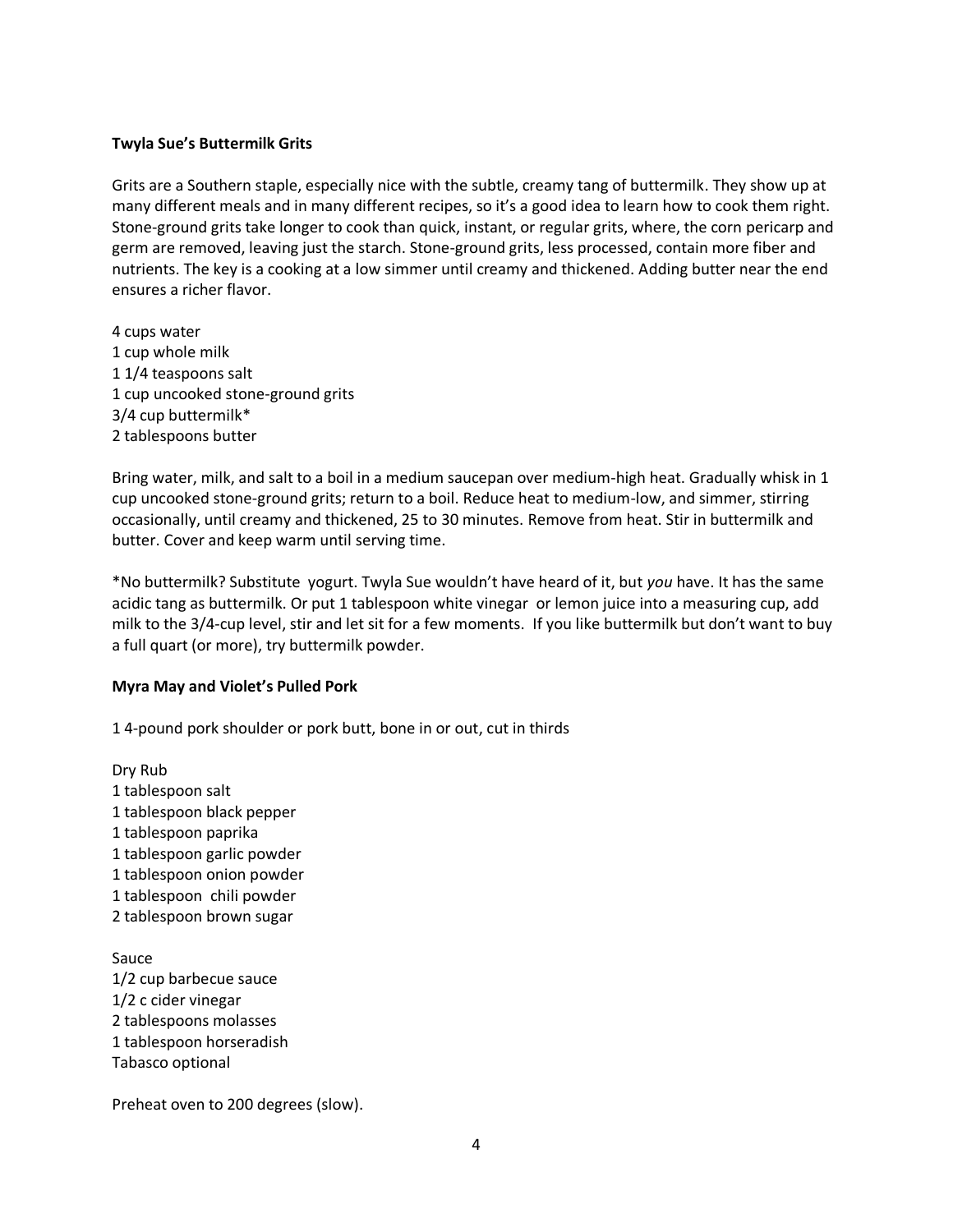**Twyla Sue's Buttermilk Grits**

Grits are a Southern staple, especially nice with the subtle, creamy tang of buttermilk. They show up at many different meals and in many different recipes, so it's a good idea to learn how to cook them right. Stone-ground grits take longer to cook than quick, instant, or regular grits, where, the corn pericarp and germ are removed, leaving just the starch. Stone-ground grits, less processed, contain more fiber and nutrients. The key is a cooking at a low simmer until creamy and thickened. Adding butter near the end ensures a richer flavor.

4 cups water
1 cup whole milk
1 1/4 teaspoons salt
1 cup uncooked stone-ground grits
3/4 cup buttermilk*
2 tablespoons butter

Bring water, milk, and salt to a boil in a medium saucepan over medium-high heat. Gradually whisk in 1 cup uncooked stone-ground grits; return to a boil. Reduce heat to medium-low, and simmer, stirring occasionally, until creamy and thickened, 25 to 30 minutes. Remove from heat. Stir in buttermilk and butter. Cover and keep warm until serving time.

*No buttermilk? Substitute yogurt. Twyla Sue wouldn't have heard of it, but *you* have. It has the same acidic tang as buttermilk. Or put 1 tablespoon white vinegar or lemon juice into a measuring cup, add milk to the 3/4-cup level, stir and let sit for a few moments. If you like buttermilk but don't want to buy a full quart (or more), try buttermilk powder.

**Myra May and Violet's Pulled Pork**

1 4-pound pork shoulder or pork butt, bone in or out, cut in thirds

Dry Rub
1 tablespoon salt
1 tablespoon black pepper
1 tablespoon paprika
1 tablespoon garlic powder
1 tablespoon onion powder
1 tablespoon chili powder
2 tablespoon brown sugar

Sauce
1/2 cup barbecue sauce
1/2 c cider vinegar
2 tablespoons molasses
1 tablespoon horseradish
Tabasco optional

Preheat oven to 200 degrees (slow).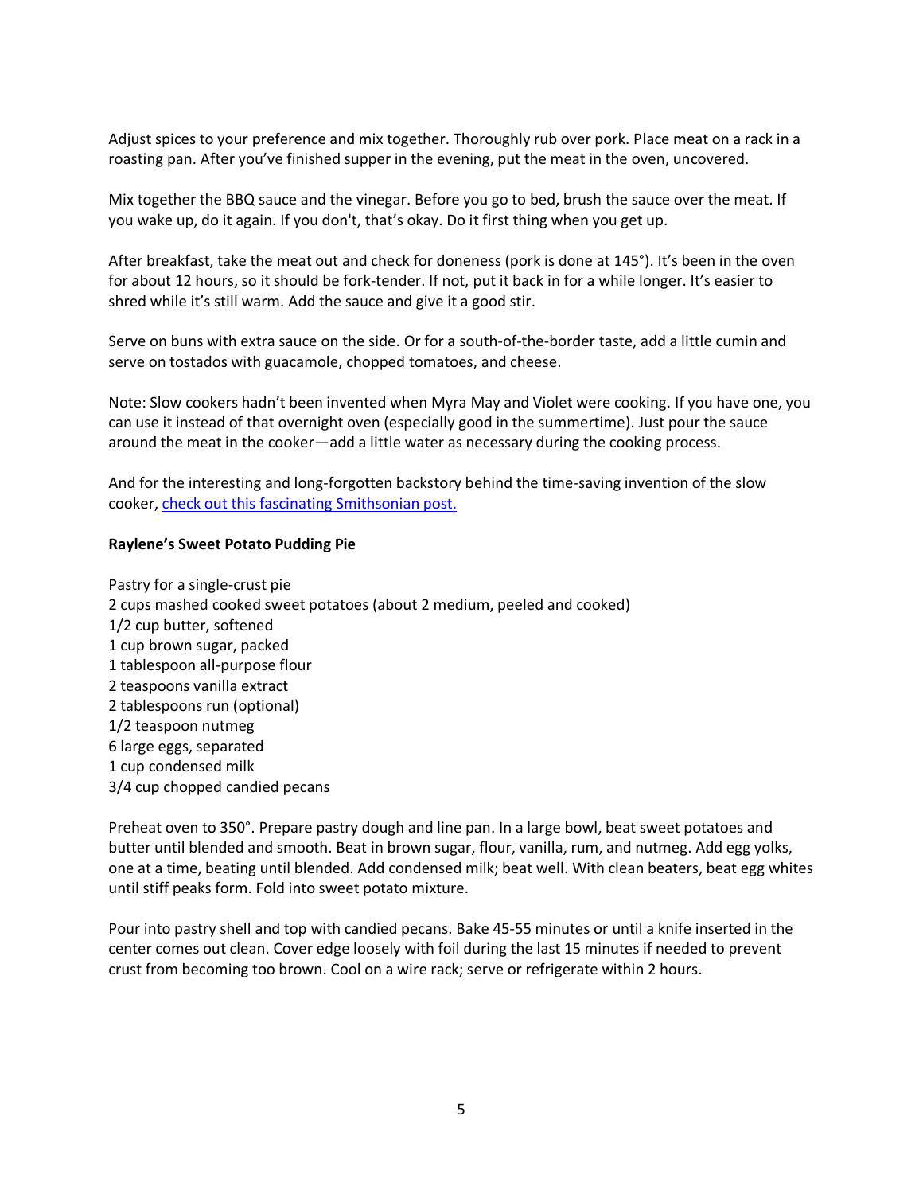Adjust spices to your preference and mix together. Thoroughly rub over pork. Place meat on a rack in a roasting pan. After you've finished supper in the evening, put the meat in the oven, uncovered.

Mix together the BBQ sauce and the vinegar. Before you go to bed, brush the sauce over the meat. If you wake up, do it again. If you don't, that's okay. Do it first thing when you get up.

After breakfast, take the meat out and check for doneness (pork is done at 145°). It's been in the oven for about 12 hours, so it should be fork-tender. If not, put it back in for a while longer. It's easier to shred while it's still warm. Add the sauce and give it a good stir.

Serve on buns with extra sauce on the side. Or for a south-of-the-border taste, add a little cumin and serve on tostados with guacamole, chopped tomatoes, and cheese.

Note: Slow cookers hadn't been invented when Myra May and Violet were cooking. If you have one, you can use it instead of that overnight oven (especially good in the summertime). Just pour the sauce around the meat in the cooker—add a little water as necessary during the cooking process.

And for the interesting and long-forgotten backstory behind the time-saving invention of the slow cooker, check out this fascinating Smithsonian post.

**Raylene's Sweet Potato Pudding Pie**

Pastry for a single-crust pie  
2 cups mashed cooked sweet potatoes (about 2 medium, peeled and cooked)  
1/2 cup butter, softened  
1 cup brown sugar, packed  
1 tablespoon all-purpose flour  
2 teaspoons vanilla extract  
2 tablespoons run (optional)  
1/2 teaspoon nutmeg  
6 large eggs, separated  
1 cup condensed milk  
3/4 cup chopped candied pecans

Preheat oven to 350°. Prepare pastry dough and line pan. In a large bowl, beat sweet potatoes and butter until blended and smooth. Beat in brown sugar, flour, vanilla, rum, and nutmeg. Add egg yolks, one at a time, beating until blended. Add condensed milk; beat well. With clean beaters, beat egg whites until stiff peaks form. Fold into sweet potato mixture.

Pour into pastry shell and top with candied pecans. Bake 45-55 minutes or until a knife inserted in the center comes out clean. Cover edge loosely with foil during the last 15 minutes if needed to prevent crust from becoming too brown. Cool on a wire rack; serve or refrigerate within 2 hours.